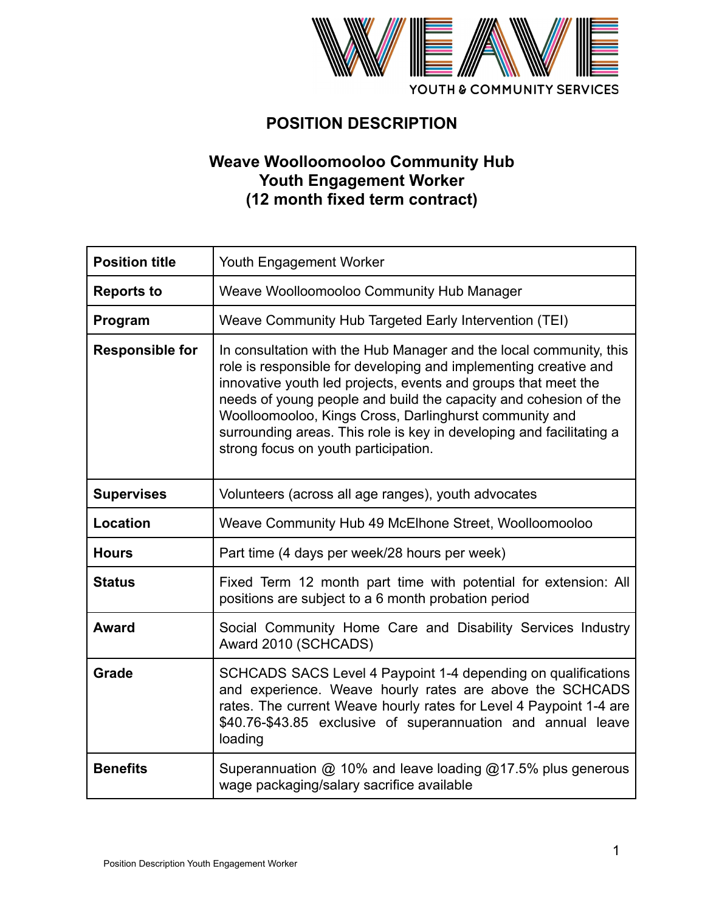WEAVE YOUTH & COMMUNITY SERVICES

# POSITION DESCRIPTION

## Weave Woolloomooloo Community Hub
## Youth Engagement Worker
## (12 month fixed term contract)

| | |
|---|---|
| **Position title** | Youth Engagement Worker |
| **Reports to** | Weave Woolloomooloo Community Hub Manager |
| **Program** | Weave Community Hub Targeted Early Intervention (TEI) |
| **Responsible for** | In consultation with the Hub Manager and the local community, this role is responsible for developing and implementing creative and innovative youth led projects, events and groups that meet the needs of young people and build the capacity and cohesion of the Woolloomooloo, Kings Cross, Darlinghurst community and surrounding areas. This role is key in developing and facilitating a strong focus on youth participation. |
| **Supervises** | Volunteers (across all age ranges), youth advocates |
| **Location** | Weave Community Hub 49 McElhone Street, Woolloomooloo |
| **Hours** | Part time (4 days per week/28 hours per week) |
| **Status** | Fixed Term 12 month part time with potential for extension: All positions are subject to a 6 month probation period |
| **Award** | Social Community Home Care and Disability Services Industry Award 2010 (SCHCADS) |
| **Grade** | SCHCADS SACS Level 4 Paypoint 1-4 depending on qualifications and experience. Weave hourly rates are above the SCHCADS rates. The current Weave hourly rates for Level 4 Paypoint 1-4 are $40.76-$43.85 exclusive of superannuation and annual leave loading |
| **Benefits** | Superannuation @ 10% and leave loading @17.5% plus generous wage packaging/salary sacrifice available |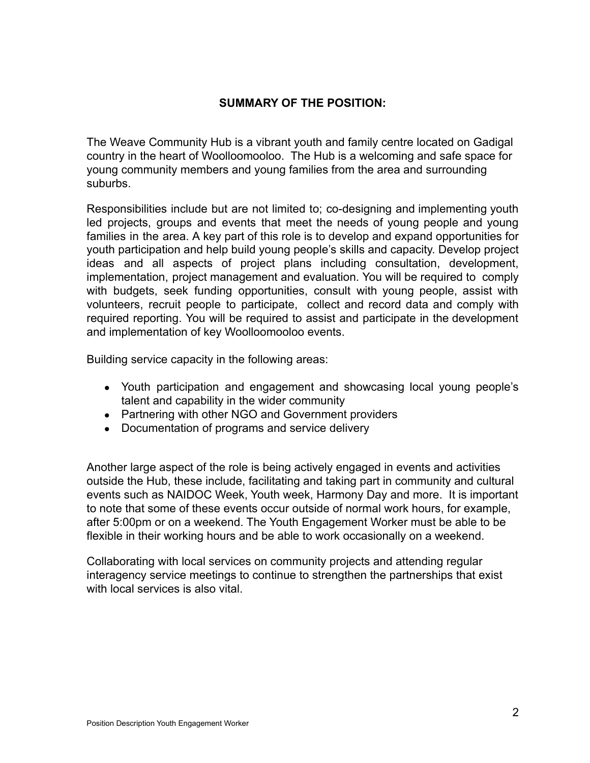## SUMMARY OF THE POSITION:

The Weave Community Hub is a vibrant youth and family centre located on Gadigal country in the heart of Woolloomooloo. The Hub is a welcoming and safe space for young community members and young families from the area and surrounding suburbs.

Responsibilities include but are not limited to; co-designing and implementing youth led projects, groups and events that meet the needs of young people and young families in the area. A key part of this role is to develop and expand opportunities for youth participation and help build young people's skills and capacity. Develop project ideas and all aspects of project plans including consultation, development, implementation, project management and evaluation. You will be required to comply with budgets, seek funding opportunities, consult with young people, assist with volunteers, recruit people to participate, collect and record data and comply with required reporting. You will be required to assist and participate in the development and implementation of key Woolloomooloo events.

Building service capacity in the following areas:

- Youth participation and engagement and showcasing local young people's talent and capability in the wider community
- Partnering with other NGO and Government providers
- Documentation of programs and service delivery

Another large aspect of the role is being actively engaged in events and activities outside the Hub, these include, facilitating and taking part in community and cultural events such as NAIDOC Week, Youth week, Harmony Day and more. It is important to note that some of these events occur outside of normal work hours, for example, after 5:00pm or on a weekend. The Youth Engagement Worker must be able to be flexible in their working hours and be able to work occasionally on a weekend.

Collaborating with local services on community projects and attending regular interagency service meetings to continue to strengthen the partnerships that exist with local services is also vital.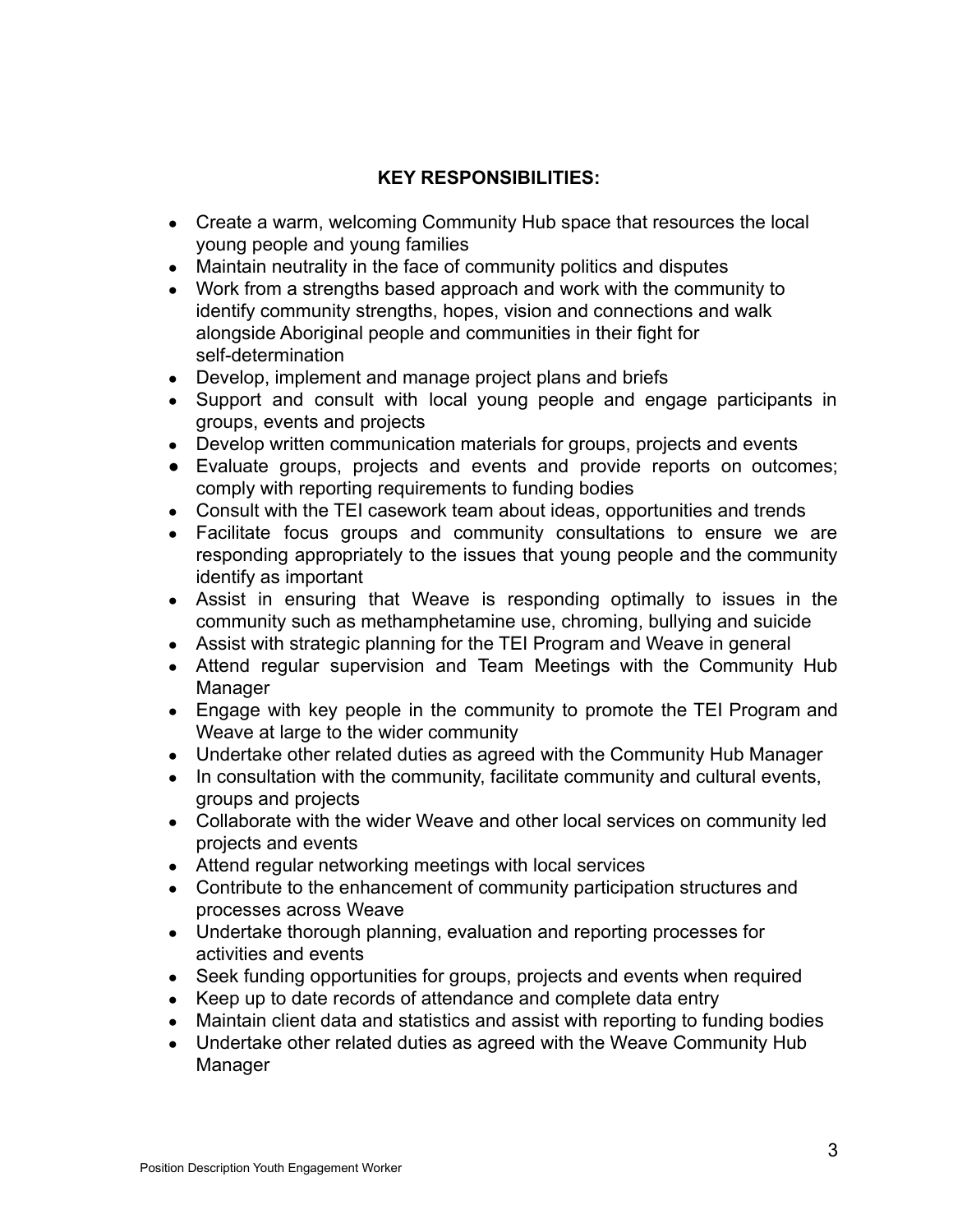**KEY RESPONSIBILITIES:**

- Create a warm, welcoming Community Hub space that resources the local young people and young families
- Maintain neutrality in the face of community politics and disputes
- Work from a strengths based approach and work with the community to identify community strengths, hopes, vision and connections and walk alongside Aboriginal people and communities in their fight for self-determination
- Develop, implement and manage project plans and briefs
- Support and consult with local young people and engage participants in groups, events and projects
- Develop written communication materials for groups, projects and events
- Evaluate groups, projects and events and provide reports on outcomes; comply with reporting requirements to funding bodies
- Consult with the TEI casework team about ideas, opportunities and trends
- Facilitate focus groups and community consultations to ensure we are responding appropriately to the issues that young people and the community identify as important
- Assist in ensuring that Weave is responding optimally to issues in the community such as methamphetamine use, chroming, bullying and suicide
- Assist with strategic planning for the TEI Program and Weave in general
- Attend regular supervision and Team Meetings with the Community Hub Manager
- Engage with key people in the community to promote the TEI Program and Weave at large to the wider community
- Undertake other related duties as agreed with the Community Hub Manager
- In consultation with the community, facilitate community and cultural events, groups and projects
- Collaborate with the wider Weave and other local services on community led projects and events
- Attend regular networking meetings with local services
- Contribute to the enhancement of community participation structures and processes across Weave
- Undertake thorough planning, evaluation and reporting processes for activities and events
- Seek funding opportunities for groups, projects and events when required
- Keep up to date records of attendance and complete data entry
- Maintain client data and statistics and assist with reporting to funding bodies
- Undertake other related duties as agreed with the Weave Community Hub Manager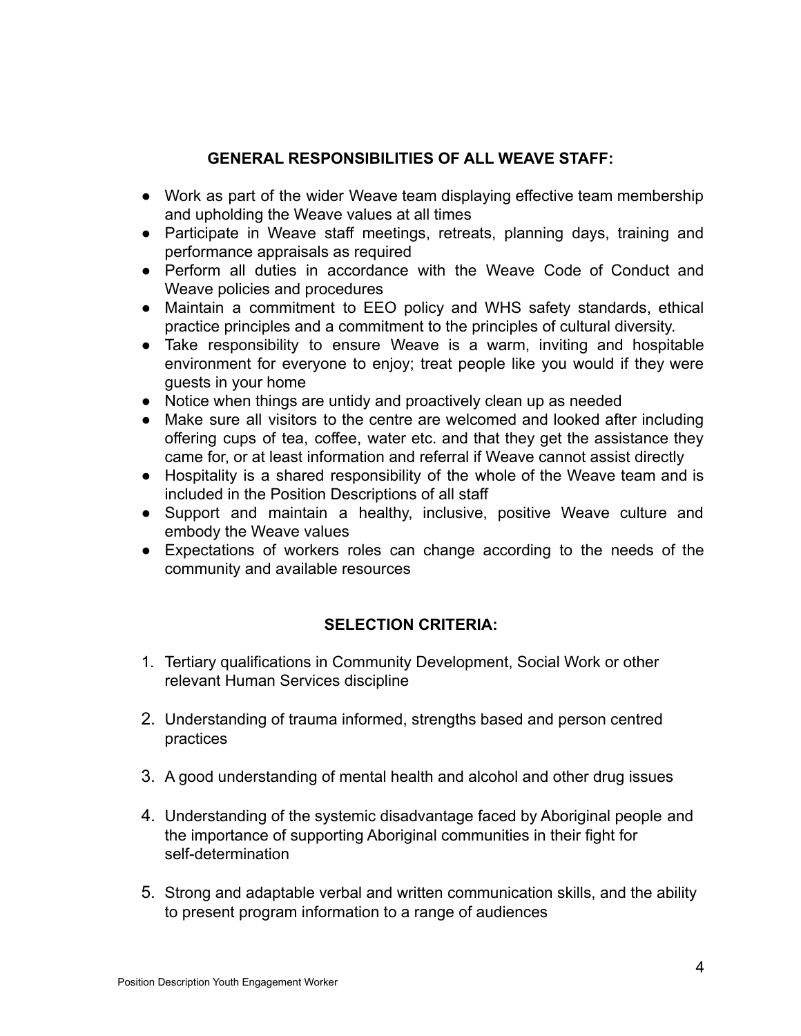## GENERAL RESPONSIBILITIES OF ALL WEAVE STAFF:

- Work as part of the wider Weave team displaying effective team membership and upholding the Weave values at all times
- Participate in Weave staff meetings, retreats, planning days, training and performance appraisals as required
- Perform all duties in accordance with the Weave Code of Conduct and Weave policies and procedures
- Maintain a commitment to EEO policy and WHS safety standards, ethical practice principles and a commitment to the principles of cultural diversity.
- Take responsibility to ensure Weave is a warm, inviting and hospitable environment for everyone to enjoy; treat people like you would if they were guests in your home
- Notice when things are untidy and proactively clean up as needed
- Make sure all visitors to the centre are welcomed and looked after including offering cups of tea, coffee, water etc. and that they get the assistance they came for, or at least information and referral if Weave cannot assist directly
- Hospitality is a shared responsibility of the whole of the Weave team and is included in the Position Descriptions of all staff
- Support and maintain a healthy, inclusive, positive Weave culture and embody the Weave values
- Expectations of workers roles can change according to the needs of the community and available resources

## SELECTION CRITERIA:

1. Tertiary qualifications in Community Development, Social Work or other relevant Human Services discipline

2. Understanding of trauma informed, strengths based and person centred practices

3. A good understanding of mental health and alcohol and other drug issues

4. Understanding of the systemic disadvantage faced by Aboriginal people and the importance of supporting Aboriginal communities in their fight for self-determination

5. Strong and adaptable verbal and written communication skills, and the ability to present program information to a range of audiences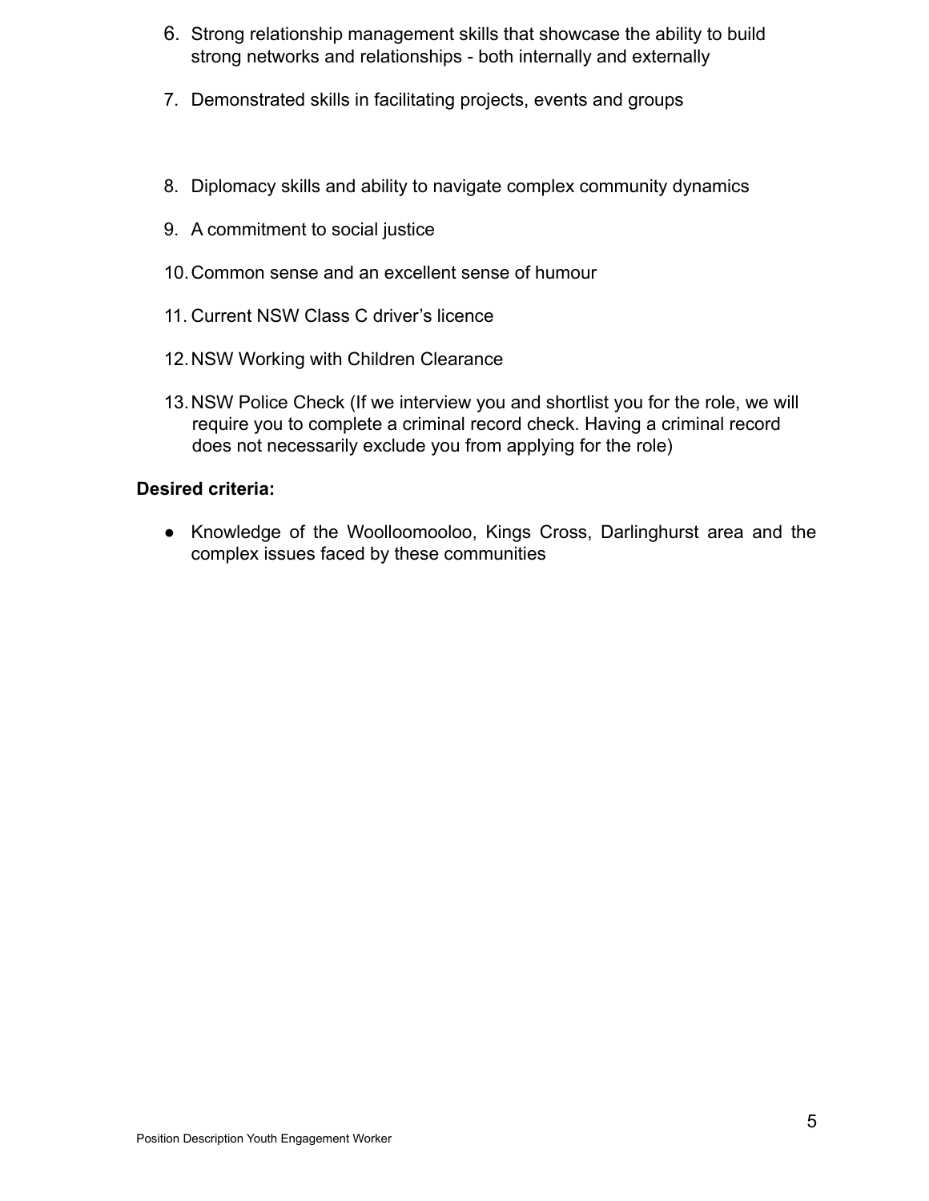6. Strong relationship management skills that showcase the ability to build strong networks and relationships - both internally and externally
7. Demonstrated skills in facilitating projects, events and groups
8. Diplomacy skills and ability to navigate complex community dynamics
9. A commitment to social justice
10. Common sense and an excellent sense of humour
11. Current NSW Class C driver's licence
12. NSW Working with Children Clearance
13. NSW Police Check (If we interview you and shortlist you for the role, we will require you to complete a criminal record check. Having a criminal record does not necessarily exclude you from applying for the role)

**Desired criteria:**

- Knowledge of the Woolloomooloo, Kings Cross, Darlinghurst area and the complex issues faced by these communities